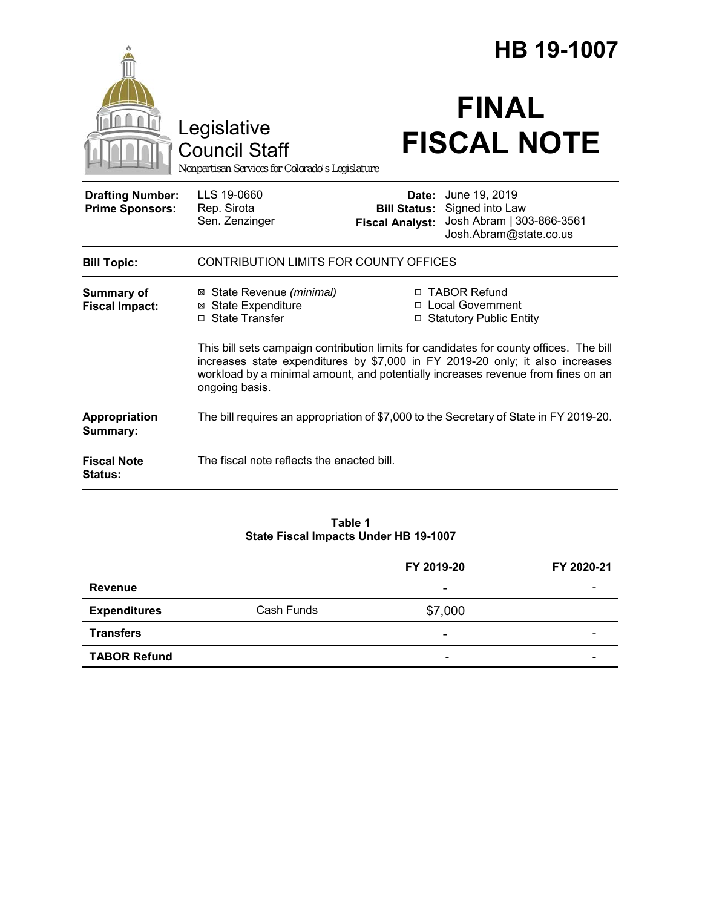# HB 19-1007

Legislative Council Staff

*Nonpartisan Services for Colorado's Legislature*

# FINAL FISCAL NOTE

| | | | |
|---|---|---|---|
| **Drafting Number:** | LLS 19-0660 | **Date:** | June 19, 2019 |
| **Prime Sponsors:** | Rep. Sirota<br>Sen. Zenzinger | **Bill Status:** | Signed into Law |
| | | **Fiscal Analyst:** | Josh Abram \| 303-866-3561<br>Josh.Abram@state.co.us |

| | |
|---|---|
| **Bill Topic:** | CONTRIBUTION LIMITS FOR COUNTY OFFICES |
| **Summary of Fiscal Impact:** | ☒ State Revenue *(minimal)*<br>☒ State Expenditure<br>☐ State Transfer<br>☐ TABOR Refund<br>☐ Local Government<br>☐ Statutory Public Entity<br><br>This bill sets campaign contribution limits for candidates for county offices. The bill increases state expenditures by $7,000 in FY 2019-20 only; it also increases workload by a minimal amount, and potentially increases revenue from fines on an ongoing basis. |
| **Appropriation Summary:** | The bill requires an appropriation of $7,000 to the Secretary of State in FY 2019-20. |
| **Fiscal Note Status:** | The fiscal note reflects the enacted bill. |

**Table 1**
**State Fiscal Impacts Under HB 19-1007**

| | | FY 2019-20 | FY 2020-21 |
|---|---|---|---|
| **Revenue** | | - | - |
| **Expenditures** | Cash Funds | $7,000 | |
| **Transfers** | | - | - |
| **TABOR Refund** | | - | - |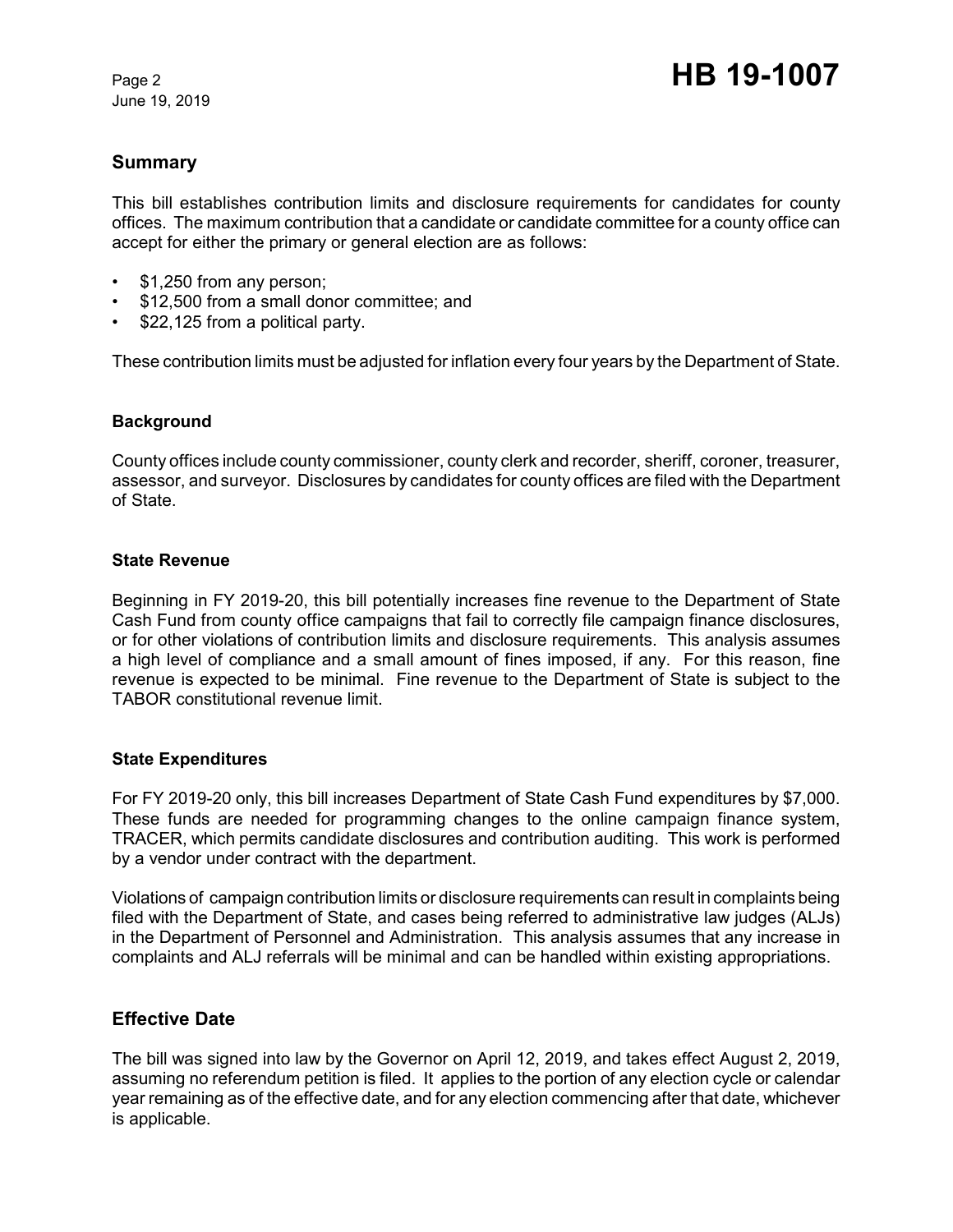## Summary

This bill establishes contribution limits and disclosure requirements for candidates for county offices. The maximum contribution that a candidate or candidate committee for a county office can accept for either the primary or general election are as follows:

- $1,250 from any person;
- $12,500 from a small donor committee; and
- $22,125 from a political party.

These contribution limits must be adjusted for inflation every four years by the Department of State.

### Background

County offices include county commissioner, county clerk and recorder, sheriff, coroner, treasurer, assessor, and surveyor. Disclosures by candidates for county offices are filed with the Department of State.

### State Revenue

Beginning in FY 2019-20, this bill potentially increases fine revenue to the Department of State Cash Fund from county office campaigns that fail to correctly file campaign finance disclosures, or for other violations of contribution limits and disclosure requirements. This analysis assumes a high level of compliance and a small amount of fines imposed, if any. For this reason, fine revenue is expected to be minimal. Fine revenue to the Department of State is subject to the TABOR constitutional revenue limit.

### State Expenditures

For FY 2019-20 only, this bill increases Department of State Cash Fund expenditures by $7,000. These funds are needed for programming changes to the online campaign finance system, TRACER, which permits candidate disclosures and contribution auditing. This work is performed by a vendor under contract with the department.

Violations of campaign contribution limits or disclosure requirements can result in complaints being filed with the Department of State, and cases being referred to administrative law judges (ALJs) in the Department of Personnel and Administration. This analysis assumes that any increase in complaints and ALJ referrals will be minimal and can be handled within existing appropriations.

## Effective Date

The bill was signed into law by the Governor on April 12, 2019, and takes effect August 2, 2019, assuming no referendum petition is filed. It applies to the portion of any election cycle or calendar year remaining as of the effective date, and for any election commencing after that date, whichever is applicable.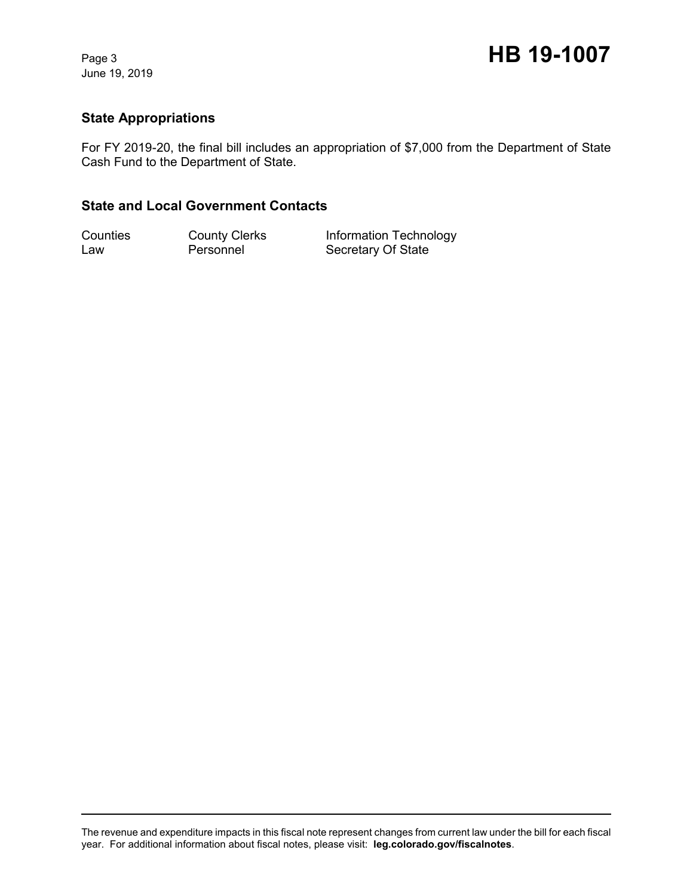## State Appropriations

For FY 2019-20, the final bill includes an appropriation of $7,000 from the Department of State Cash Fund to the Department of State.

## State and Local Government Contacts

| | | |
|---|---|---|
| Counties | County Clerks | Information Technology |
| Law | Personnel | Secretary Of State |

The revenue and expenditure impacts in this fiscal note represent changes from current law under the bill for each fiscal year. For additional information about fiscal notes, please visit: **leg.colorado.gov/fiscalnotes**.